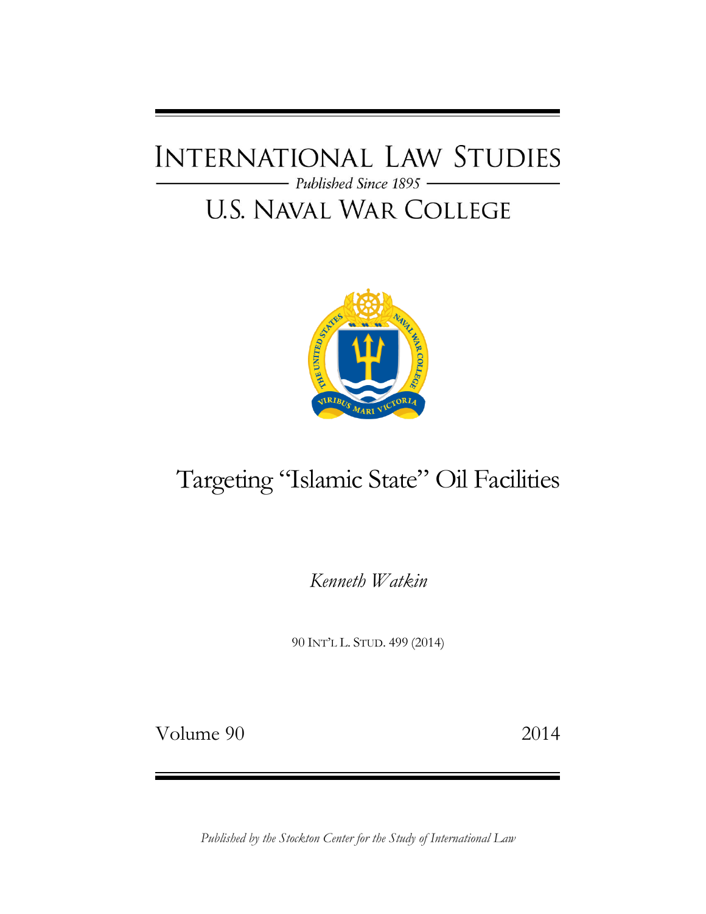# International Law Studies

*Published Since 1895*

# U.S. Naval War College

# Targeting "Islamic State" Oil Facilities

*Kenneth Watkin*

90 INT'L L. STUD. 499 (2014)

Volume 90 2014

*Published by the Stockton Center for the Study of International Law*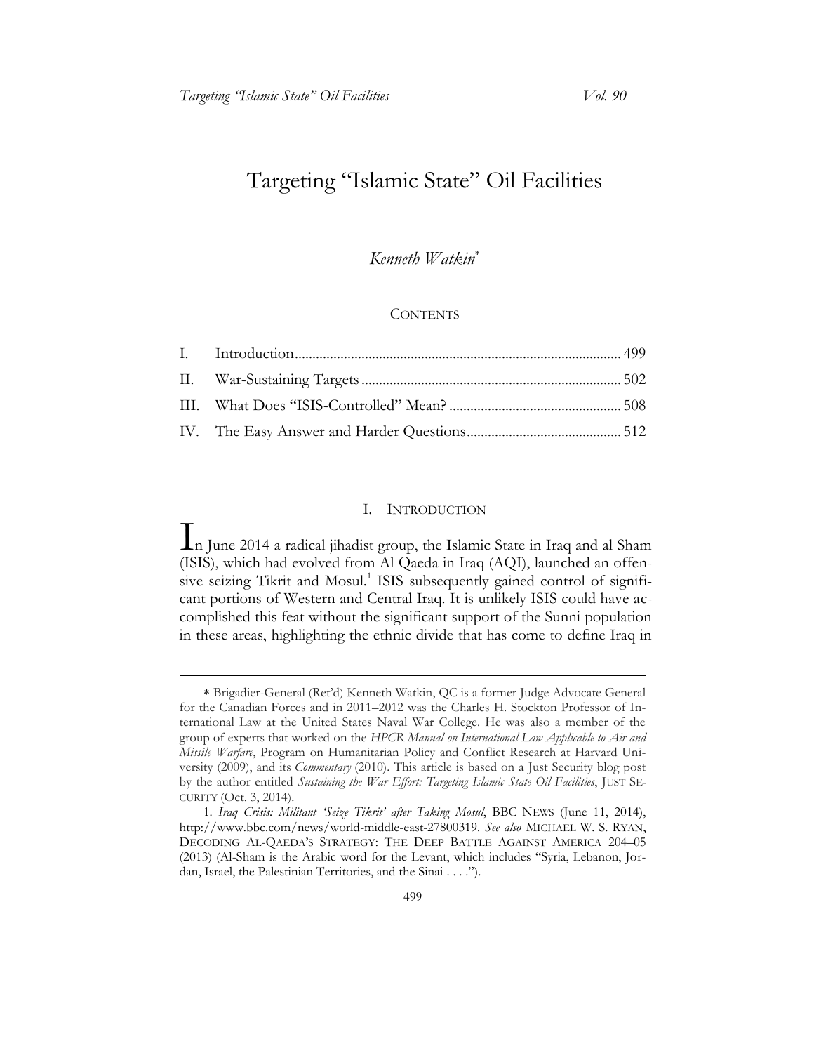# Targeting "Islamic State" Oil Facilities

*Kenneth Watkin*[*]

CONTENTS

| | | |
|---|---|---|
| I. | Introduction | 499 |
| II. | War-Sustaining Targets | 502 |
| III. | What Does "ISIS-Controlled" Mean? | 508 |
| IV. | The Easy Answer and Harder Questions | 512 |

## I. INTRODUCTION

In June 2014 a radical jihadist group, the Islamic State in Iraq and al Sham (ISIS), which had evolved from Al Qaeda in Iraq (AQI), launched an offensive seizing Tikrit and Mosul.[1] ISIS subsequently gained control of significant portions of Western and Central Iraq. It is unlikely ISIS could have accomplished this feat without the significant support of the Sunni population in these areas, highlighting the ethnic divide that has come to define Iraq in

---

\* Brigadier-General (Ret'd) Kenneth Watkin, QC is a former Judge Advocate General for the Canadian Forces and in 2011–2012 was the Charles H. Stockton Professor of International Law at the United States Naval War College. He was also a member of the group of experts that worked on the *HPCR Manual on International Law Applicable to Air and Missile Warfare*, Program on Humanitarian Policy and Conflict Research at Harvard University (2009), and its *Commentary* (2010). This article is based on a Just Security blog post by the author entitled *Sustaining the War Effort: Targeting Islamic State Oil Facilities*, JUST SECURITY (Oct. 3, 2014).

1. *Iraq Crisis: Militant 'Seize Tikrit' after Taking Mosul*, BBC NEWS (June 11, 2014), http://www.bbc.com/news/world-middle-east-27800319. *See also* MICHAEL W. S. RYAN, DECODING AL-QAEDA'S STRATEGY: THE DEEP BATTLE AGAINST AMERICA 204–05 (2013) (Al-Sham is the Arabic word for the Levant, which includes "Syria, Lebanon, Jordan, Israel, the Palestinian Territories, and the Sinai . . . .").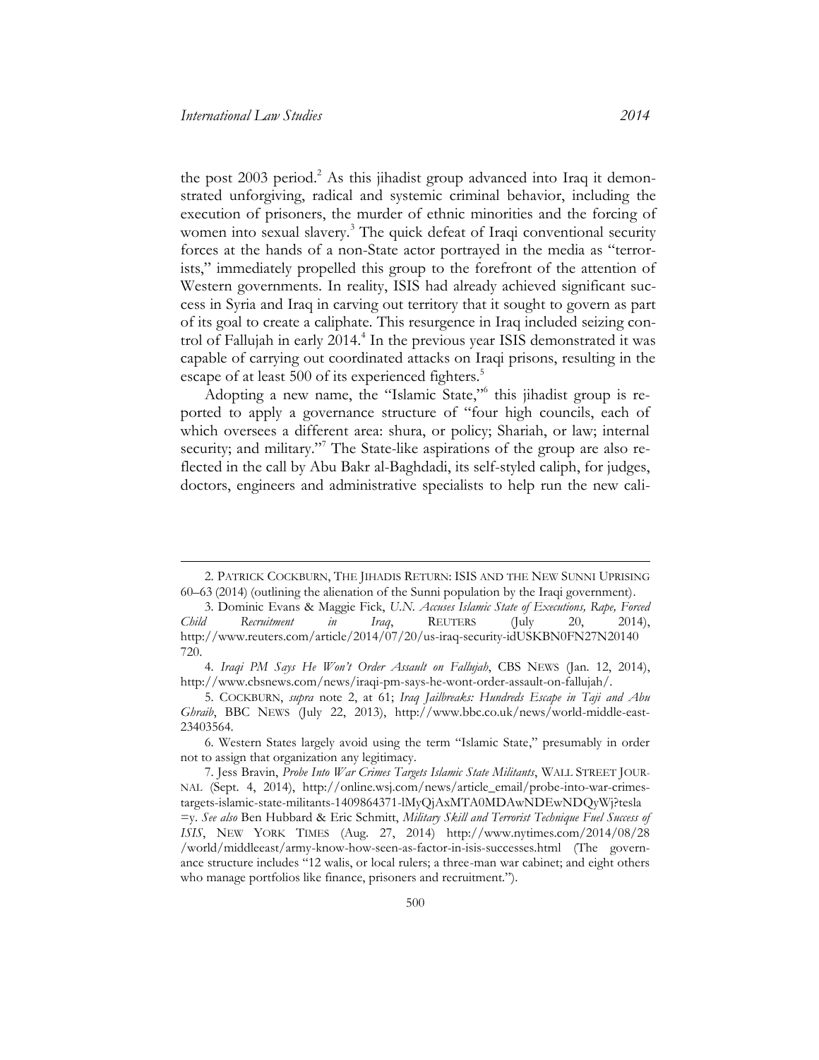the post 2003 period.[2] As this jihadist group advanced into Iraq it demonstrated unforgiving, radical and systemic criminal behavior, including the execution of prisoners, the murder of ethnic minorities and the forcing of women into sexual slavery.[3] The quick defeat of Iraqi conventional security forces at the hands of a non-State actor portrayed in the media as "terrorists," immediately propelled this group to the forefront of the attention of Western governments. In reality, ISIS had already achieved significant success in Syria and Iraq in carving out territory that it sought to govern as part of its goal to create a caliphate. This resurgence in Iraq included seizing control of Fallujah in early 2014.[4] In the previous year ISIS demonstrated it was capable of carrying out coordinated attacks on Iraqi prisons, resulting in the escape of at least 500 of its experienced fighters.[5]

Adopting a new name, the "Islamic State,"[6] this jihadist group is reported to apply a governance structure of "four high councils, each of which oversees a different area: shura, or policy; Shariah, or law; internal security; and military."[7] The State-like aspirations of the group are also reflected in the call by Abu Bakr al-Baghdadi, its self-styled caliph, for judges, doctors, engineers and administrative specialists to help run the new cali-

---

2. PATRICK COCKBURN, THE JIHADIS RETURN: ISIS AND THE NEW SUNNI UPRISING 60–63 (2014) (outlining the alienation of the Sunni population by the Iraqi government).

3. Dominic Evans & Maggie Fick, *U.N. Accuses Islamic State of Executions, Rape, Forced Child Recruitment in Iraq*, REUTERS (July 20, 2014), http://www.reuters.com/article/2014/07/20/us-iraq-security-idUSKBN0FN27N20140720.

4. *Iraqi PM Says He Won't Order Assault on Fallujah*, CBS NEWS (Jan. 12, 2014), http://www.cbsnews.com/news/iraqi-pm-says-he-wont-order-assault-on-fallujah/.

5. COCKBURN, *supra* note 2, at 61; *Iraq Jailbreaks: Hundreds Escape in Taji and Abu Ghraib*, BBC NEWS (July 22, 2013), http://www.bbc.co.uk/news/world-middle-east-23403564.

6. Western States largely avoid using the term "Islamic State," presumably in order not to assign that organization any legitimacy.

7. Jess Bravin, *Probe Into War Crimes Targets Islamic State Militants*, WALL STREET JOURNAL (Sept. 4, 2014), http://online.wsj.com/news/article_email/probe-into-war-crimes-targets-islamic-state-militants-1409864371-lMyQjAxMTA0MDAwNDEwNDQyWj?tesla=y. *See also* Ben Hubbard & Eric Schmitt, *Military Skill and Terrorist Technique Fuel Success of ISIS*, NEW YORK TIMES (Aug. 27, 2014) http://www.nytimes.com/2014/08/28/world/middleeast/army-know-how-seen-as-factor-in-isis-successes.html (The governance structure includes "12 walis, or local rulers; a three-man war cabinet; and eight others who manage portfolios like finance, prisoners and recruitment.").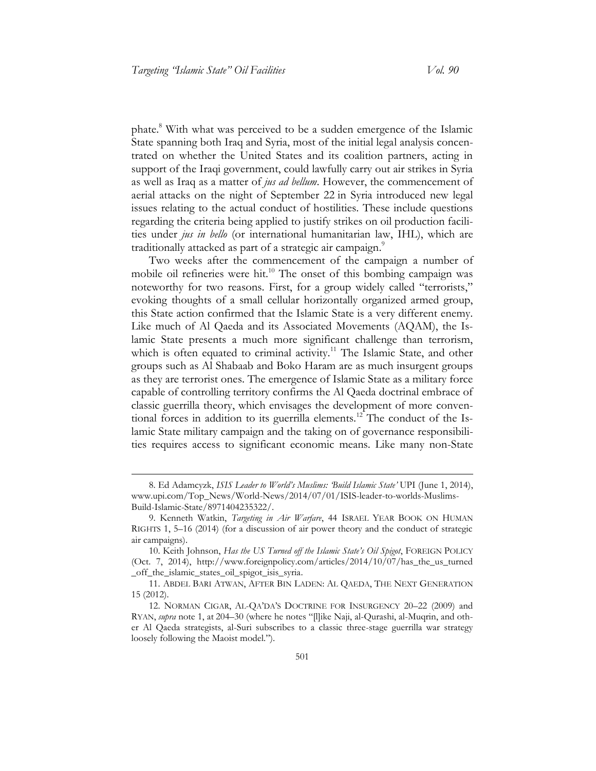phate.[8] With what was perceived to be a sudden emergence of the Islamic State spanning both Iraq and Syria, most of the initial legal analysis concentrated on whether the United States and its coalition partners, acting in support of the Iraqi government, could lawfully carry out air strikes in Syria as well as Iraq as a matter of *jus ad bellum*. However, the commencement of aerial attacks on the night of September 22 in Syria introduced new legal issues relating to the actual conduct of hostilities. These include questions regarding the criteria being applied to justify strikes on oil production facilities under *jus in bello* (or international humanitarian law, IHL), which are traditionally attacked as part of a strategic air campaign.[9]

Two weeks after the commencement of the campaign a number of mobile oil refineries were hit.[10] The onset of this bombing campaign was noteworthy for two reasons. First, for a group widely called "terrorists," evoking thoughts of a small cellular horizontally organized armed group, this State action confirmed that the Islamic State is a very different enemy. Like much of Al Qaeda and its Associated Movements (AQAM), the Islamic State presents a much more significant challenge than terrorism, which is often equated to criminal activity.[11] The Islamic State, and other groups such as Al Shabaab and Boko Haram are as much insurgent groups as they are terrorist ones. The emergence of Islamic State as a military force capable of controlling territory confirms the Al Qaeda doctrinal embrace of classic guerrilla theory, which envisages the development of more conventional forces in addition to its guerrilla elements.[12] The conduct of the Islamic State military campaign and the taking on of governance responsibilities requires access to significant economic means. Like many non-State

---

8. Ed Adamcyzk, *ISIS Leader to World's Muslims: 'Build Islamic State'* UPI (June 1, 2014), www.upi.com/Top_News/World-News/2014/07/01/ISIS-leader-to-worlds-Muslims-Build-Islamic-State/8971404235322/.

9. Kenneth Watkin, *Targeting in Air Warfare*, 44 ISRAEL YEAR BOOK ON HUMAN RIGHTS 1, 5–16 (2014) (for a discussion of air power theory and the conduct of strategic air campaigns).

10. Keith Johnson, *Has the US Turned off the Islamic State's Oil Spigot*, FOREIGN POLICY (Oct. 7, 2014), http://www.foreignpolicy.com/articles/2014/10/07/has_the_us_turned_off_the_islamic_states_oil_spigot_isis_syria.

11. ABDEL BARI ATWAN, AFTER BIN LADEN: AL QAEDA, THE NEXT GENERATION 15 (2012).

12. NORMAN CIGAR, AL-QA'DA'S DOCTRINE FOR INSURGENCY 20–22 (2009) and RYAN, *supra* note 1, at 204–30 (where he notes "[l]ike Naji, al-Qurashi, al-Muqrin, and other Al Qaeda strategists, al-Suri subscribes to a classic three-stage guerrilla war strategy loosely following the Maoist model.").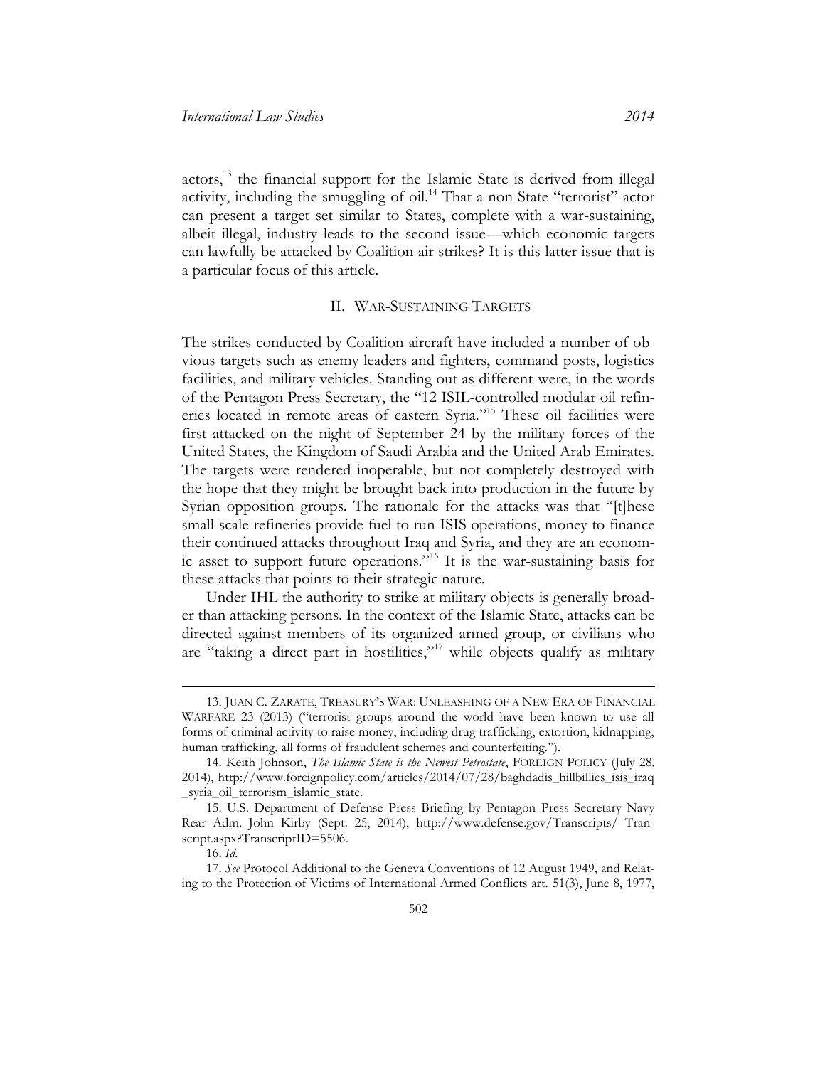actors,[13] the financial support for the Islamic State is derived from illegal activity, including the smuggling of oil.[14] That a non-State "terrorist" actor can present a target set similar to States, complete with a war-sustaining, albeit illegal, industry leads to the second issue—which economic targets can lawfully be attacked by Coalition air strikes? It is this latter issue that is a particular focus of this article.

## II. War-Sustaining Targets

The strikes conducted by Coalition aircraft have included a number of obvious targets such as enemy leaders and fighters, command posts, logistics facilities, and military vehicles. Standing out as different were, in the words of the Pentagon Press Secretary, the "12 ISIL-controlled modular oil refineries located in remote areas of eastern Syria."[15] These oil facilities were first attacked on the night of September 24 by the military forces of the United States, the Kingdom of Saudi Arabia and the United Arab Emirates. The targets were rendered inoperable, but not completely destroyed with the hope that they might be brought back into production in the future by Syrian opposition groups. The rationale for the attacks was that "[t]hese small-scale refineries provide fuel to run ISIS operations, money to finance their continued attacks throughout Iraq and Syria, and they are an economic asset to support future operations."[16] It is the war-sustaining basis for these attacks that points to their strategic nature.

Under IHL the authority to strike at military objects is generally broader than attacking persons. In the context of the Islamic State, attacks can be directed against members of its organized armed group, or civilians who are "taking a direct part in hostilities,"[17] while objects qualify as military

---

13. JUAN C. ZARATE, TREASURY'S WAR: UNLEASHING OF A NEW ERA OF FINANCIAL WARFARE 23 (2013) ("terrorist groups around the world have been known to use all forms of criminal activity to raise money, including drug trafficking, extortion, kidnapping, human trafficking, all forms of fraudulent schemes and counterfeiting.").

14. Keith Johnson, *The Islamic State is the Newest Petrostate*, FOREIGN POLICY (July 28, 2014), http://www.foreignpolicy.com/articles/2014/07/28/baghdadis_hillbillies_isis_iraq_syria_oil_terrorism_islamic_state.

15. U.S. Department of Defense Press Briefing by Pentagon Press Secretary Navy Rear Adm. John Kirby (Sept. 25, 2014), http://www.defense.gov/Transcripts/Transcript.aspx?TranscriptID=5506.

16. *Id.*

17. *See* Protocol Additional to the Geneva Conventions of 12 August 1949, and Relating to the Protection of Victims of International Armed Conflicts art. 51(3), June 8, 1977,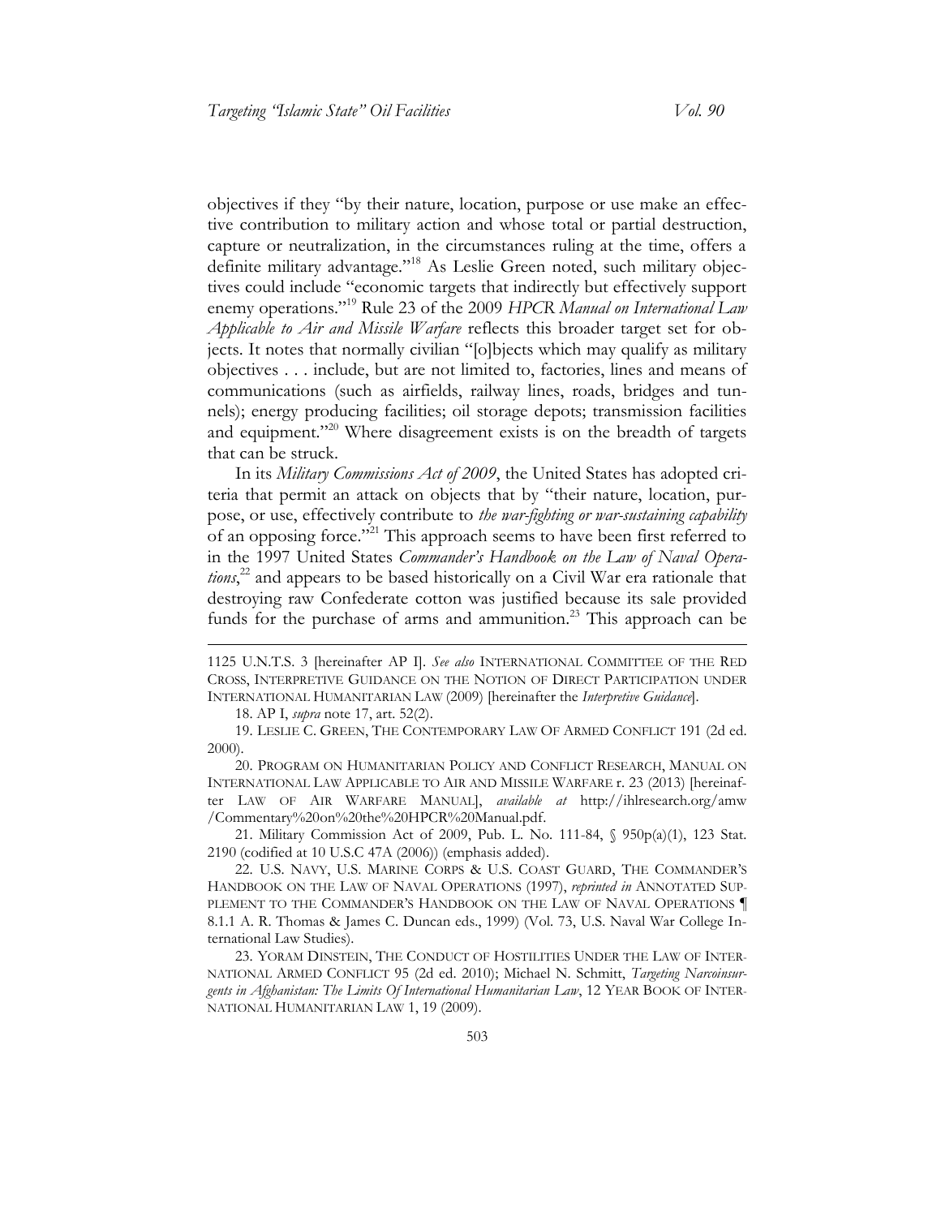objectives if they "by their nature, location, purpose or use make an effective contribution to military action and whose total or partial destruction, capture or neutralization, in the circumstances ruling at the time, offers a definite military advantage."[18] As Leslie Green noted, such military objectives could include "economic targets that indirectly but effectively support enemy operations."[19] Rule 23 of the 2009 *HPCR Manual on International Law Applicable to Air and Missile Warfare* reflects this broader target set for objects. It notes that normally civilian "[o]bjects which may qualify as military objectives . . . include, but are not limited to, factories, lines and means of communications (such as airfields, railway lines, roads, bridges and tunnels); energy producing facilities; oil storage depots; transmission facilities and equipment."[20] Where disagreement exists is on the breadth of targets that can be struck.

In its *Military Commissions Act of 2009*, the United States has adopted criteria that permit an attack on objects that by "their nature, location, purpose, or use, effectively contribute to *the war-fighting or war-sustaining capability* of an opposing force."[21] This approach seems to have been first referred to in the 1997 United States *Commander's Handbook on the Law of Naval Operations*,[22] and appears to be based historically on a Civil War era rationale that destroying raw Confederate cotton was justified because its sale provided funds for the purchase of arms and ammunition.[23] This approach can be

---

1125 U.N.T.S. 3 [hereinafter AP I]. *See also* INTERNATIONAL COMMITTEE OF THE RED CROSS, INTERPRETIVE GUIDANCE ON THE NOTION OF DIRECT PARTICIPATION UNDER INTERNATIONAL HUMANITARIAN LAW (2009) [hereinafter the *Interpretive Guidance*].

18. AP I, *supra* note 17, art. 52(2).

19. LESLIE C. GREEN, THE CONTEMPORARY LAW OF ARMED CONFLICT 191 (2d ed. 2000).

20. PROGRAM ON HUMANITARIAN POLICY AND CONFLICT RESEARCH, MANUAL ON INTERNATIONAL LAW APPLICABLE TO AIR AND MISSILE WARFARE r. 23 (2013) [hereinafter LAW OF AIR WARFARE MANUAL], *available at* http://ihlresearch.org/amw/Commentary%20on%20the%20HPCR%20Manual.pdf.

21. Military Commission Act of 2009, Pub. L. No. 111-84, § 950p(a)(1), 123 Stat. 2190 (codified at 10 U.S.C 47A (2006)) (emphasis added).

22. U.S. NAVY, U.S. MARINE CORPS & U.S. COAST GUARD, THE COMMANDER'S HANDBOOK ON THE LAW OF NAVAL OPERATIONS (1997), *reprinted in* ANNOTATED SUPPLEMENT TO THE COMMANDER'S HANDBOOK ON THE LAW OF NAVAL OPERATIONS ¶ 8.1.1 A. R. Thomas & James C. Duncan eds., 1999) (Vol. 73, U.S. Naval War College International Law Studies).

23. YORAM DINSTEIN, THE CONDUCT OF HOSTILITIES UNDER THE LAW OF INTERNATIONAL ARMED CONFLICT 95 (2d ed. 2010); Michael N. Schmitt, *Targeting Narcoinsurgents in Afghanistan: The Limits Of International Humanitarian Law*, 12 YEAR BOOK OF INTERNATIONAL HUMANITARIAN LAW 1, 19 (2009).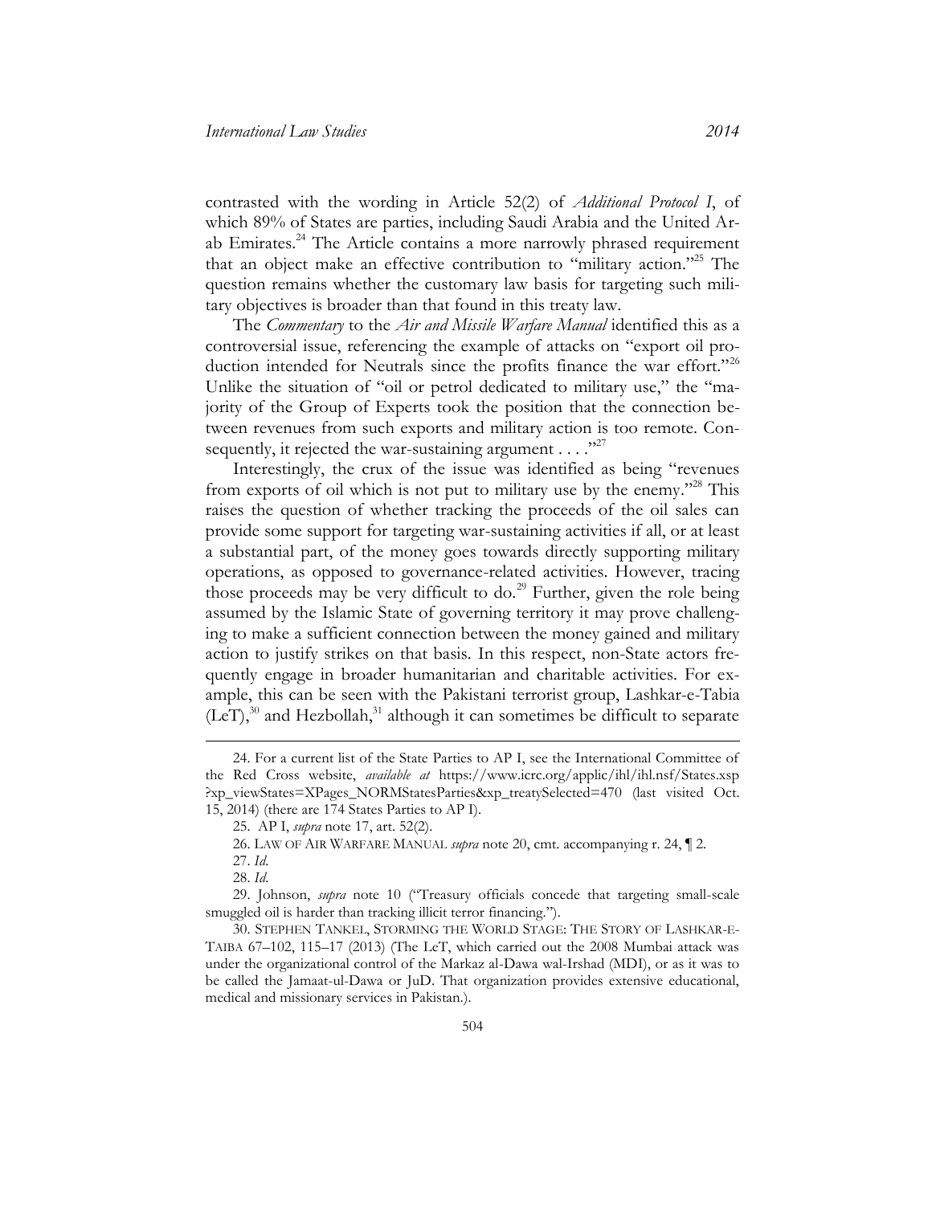contrasted with the wording in Article 52(2) of *Additional Protocol I*, of which 89% of States are parties, including Saudi Arabia and the United Arab Emirates.[24] The Article contains a more narrowly phrased requirement that an object make an effective contribution to "military action."[25] The question remains whether the customary law basis for targeting such military objectives is broader than that found in this treaty law.

The *Commentary* to the *Air and Missile Warfare Manual* identified this as a controversial issue, referencing the example of attacks on "export oil production intended for Neutrals since the profits finance the war effort."[26] Unlike the situation of "oil or petrol dedicated to military use," the "majority of the Group of Experts took the position that the connection between revenues from such exports and military action is too remote. Consequently, it rejected the war-sustaining argument . . . ."[27]

Interestingly, the crux of the issue was identified as being "revenues from exports of oil which is not put to military use by the enemy."[28] This raises the question of whether tracking the proceeds of the oil sales can provide some support for targeting war-sustaining activities if all, or at least a substantial part, of the money goes towards directly supporting military operations, as opposed to governance-related activities. However, tracing those proceeds may be very difficult to do.[29] Further, given the role being assumed by the Islamic State of governing territory it may prove challenging to make a sufficient connection between the money gained and military action to justify strikes on that basis. In this respect, non-State actors frequently engage in broader humanitarian and charitable activities. For example, this can be seen with the Pakistani terrorist group, Lashkar-e-Tabia (LeT),[30] and Hezbollah,[31] although it can sometimes be difficult to separate

---

24. For a current list of the State Parties to AP I, see the International Committee of the Red Cross website, *available at* https://www.icrc.org/applic/ihl/ihl.nsf/States.xsp?xp_viewStates=XPages_NORMStatesParties&xp_treatySelected=470 (last visited Oct. 15, 2014) (there are 174 States Parties to AP I).

25. AP I, *supra* note 17, art. 52(2).

26. LAW OF AIR WARFARE MANUAL *supra* note 20, cmt. accompanying r. 24, ¶ 2.

27. *Id.*

28. *Id.*

29. Johnson, *supra* note 10 ("Treasury officials concede that targeting small-scale smuggled oil is harder than tracking illicit terror financing.").

30. STEPHEN TANKEL, STORMING THE WORLD STAGE: THE STORY OF LASHKAR-E-TAIBA 67–102, 115–17 (2013) (The LeT, which carried out the 2008 Mumbai attack was under the organizational control of the Markaz al-Dawa wal-Irshad (MDI), or as it was to be called the Jamaat-ul-Dawa or JuD. That organization provides extensive educational, medical and missionary services in Pakistan.).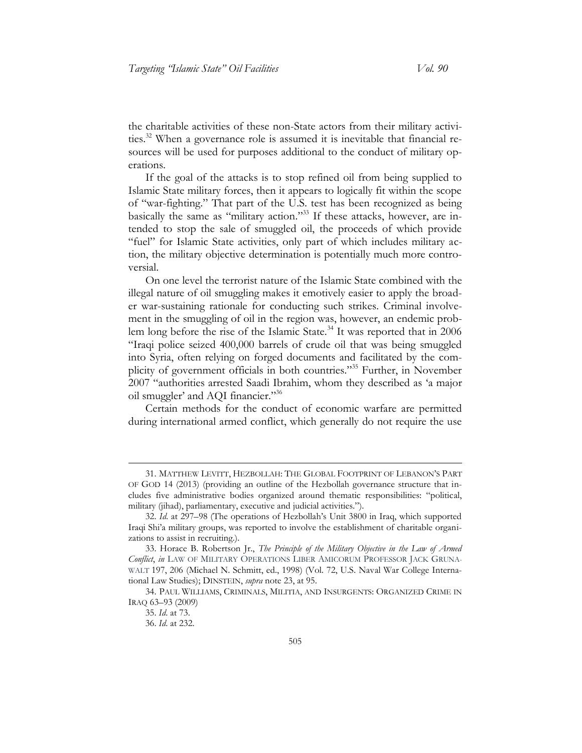the charitable activities of these non-State actors from their military activities.[32] When a governance role is assumed it is inevitable that financial resources will be used for purposes additional to the conduct of military operations.

If the goal of the attacks is to stop refined oil from being supplied to Islamic State military forces, then it appears to logically fit within the scope of "war-fighting." That part of the U.S. test has been recognized as being basically the same as "military action."[33] If these attacks, however, are intended to stop the sale of smuggled oil, the proceeds of which provide "fuel" for Islamic State activities, only part of which includes military action, the military objective determination is potentially much more controversial.

On one level the terrorist nature of the Islamic State combined with the illegal nature of oil smuggling makes it emotively easier to apply the broader war-sustaining rationale for conducting such strikes. Criminal involvement in the smuggling of oil in the region was, however, an endemic problem long before the rise of the Islamic State.[34] It was reported that in 2006 "Iraqi police seized 400,000 barrels of crude oil that was being smuggled into Syria, often relying on forged documents and facilitated by the complicity of government officials in both countries."[35] Further, in November 2007 "authorities arrested Saadi Ibrahim, whom they described as 'a major oil smuggler' and AQI financier."[36]

Certain methods for the conduct of economic warfare are permitted during international armed conflict, which generally do not require the use

---

31. MATTHEW LEVITT, HEZBOLLAH: THE GLOBAL FOOTPRINT OF LEBANON'S PART OF GOD 14 (2013) (providing an outline of the Hezbollah governance structure that includes five administrative bodies organized around thematic responsibilities: "political, military (jihad), parliamentary, executive and judicial activities.").

32. *Id.* at 297–98 (The operations of Hezbollah's Unit 3800 in Iraq, which supported Iraqi Shi'a military groups, was reported to involve the establishment of charitable organizations to assist in recruiting.).

33. Horace B. Robertson Jr., *The Principle of the Military Objective in the Law of Armed Conflict*, *in* LAW OF MILITARY OPERATIONS LIBER AMICORUM PROFESSOR JACK GRUNAWALT 197, 206 (Michael N. Schmitt, ed., 1998) (Vol. 72, U.S. Naval War College International Law Studies); DINSTEIN, *supra* note 23, at 95.

34. PAUL WILLIAMS, CRIMINALS, MILITIA, AND INSURGENTS: ORGANIZED CRIME IN IRAQ 63–93 (2009)

35. *Id.* at 73.

36. *Id.* at 232.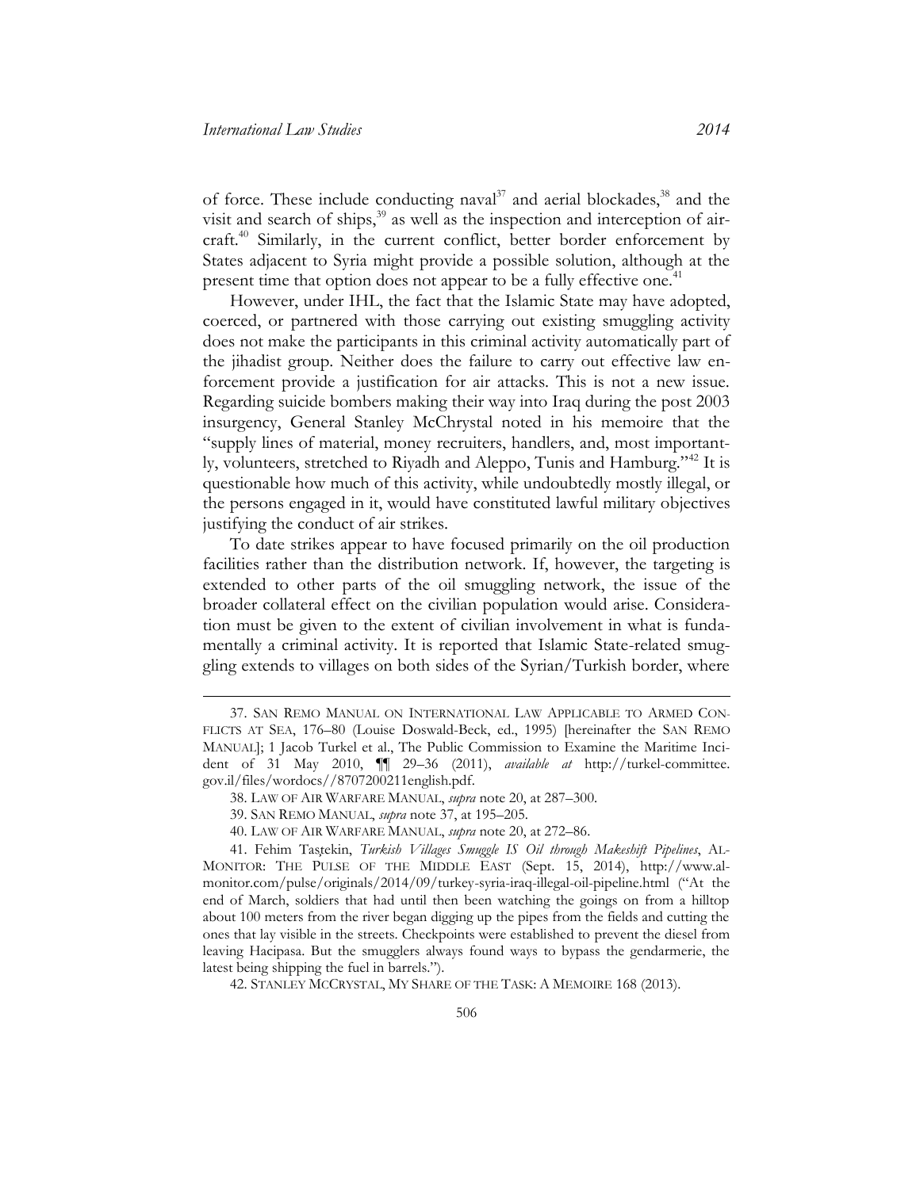of force. These include conducting naval[37] and aerial blockades,[38] and the visit and search of ships,[39] as well as the inspection and interception of aircraft.[40] Similarly, in the current conflict, better border enforcement by States adjacent to Syria might provide a possible solution, although at the present time that option does not appear to be a fully effective one.[41]

However, under IHL, the fact that the Islamic State may have adopted, coerced, or partnered with those carrying out existing smuggling activity does not make the participants in this criminal activity automatically part of the jihadist group. Neither does the failure to carry out effective law enforcement provide a justification for air attacks. This is not a new issue. Regarding suicide bombers making their way into Iraq during the post 2003 insurgency, General Stanley McChrystal noted in his memoire that the "supply lines of material, money recruiters, handlers, and, most importantly, volunteers, stretched to Riyadh and Aleppo, Tunis and Hamburg."[42] It is questionable how much of this activity, while undoubtedly mostly illegal, or the persons engaged in it, would have constituted lawful military objectives justifying the conduct of air strikes.

To date strikes appear to have focused primarily on the oil production facilities rather than the distribution network. If, however, the targeting is extended to other parts of the oil smuggling network, the issue of the broader collateral effect on the civilian population would arise. Consideration must be given to the extent of civilian involvement in what is fundamentally a criminal activity. It is reported that Islamic State-related smuggling extends to villages on both sides of the Syrian/Turkish border, where

---

37. SAN REMO MANUAL ON INTERNATIONAL LAW APPLICABLE TO ARMED CONFLICTS AT SEA, 176–80 (Louise Doswald-Beck, ed., 1995) [hereinafter the SAN REMO MANUAL]; 1 Jacob Turkel et al., The Public Commission to Examine the Maritime Incident of 31 May 2010, ¶¶ 29–36 (2011), *available at* http://turkel-committee.gov.il/files/wordocs//8707200211english.pdf.

38. LAW OF AIR WARFARE MANUAL, *supra* note 20, at 287–300.

39. SAN REMO MANUAL, *supra* note 37, at 195–205.

40. LAW OF AIR WARFARE MANUAL, *supra* note 20, at 272–86.

41. Fehim Taştekin, *Turkish Villages Smuggle IS Oil through Makeshift Pipelines*, AL-MONITOR: THE PULSE OF THE MIDDLE EAST (Sept. 15, 2014), http://www.al-monitor.com/pulse/originals/2014/09/turkey-syria-iraq-illegal-oil-pipeline.html ("At the end of March, soldiers that had until then been watching the goings on from a hilltop about 100 meters from the river began digging up the pipes from the fields and cutting the ones that lay visible in the streets. Checkpoints were established to prevent the diesel from leaving Hacipasa. But the smugglers always found ways to bypass the gendarmerie, the latest being shipping the fuel in barrels.").

42. STANLEY MCCRYSTAL, MY SHARE OF THE TASK: A MEMOIRE 168 (2013).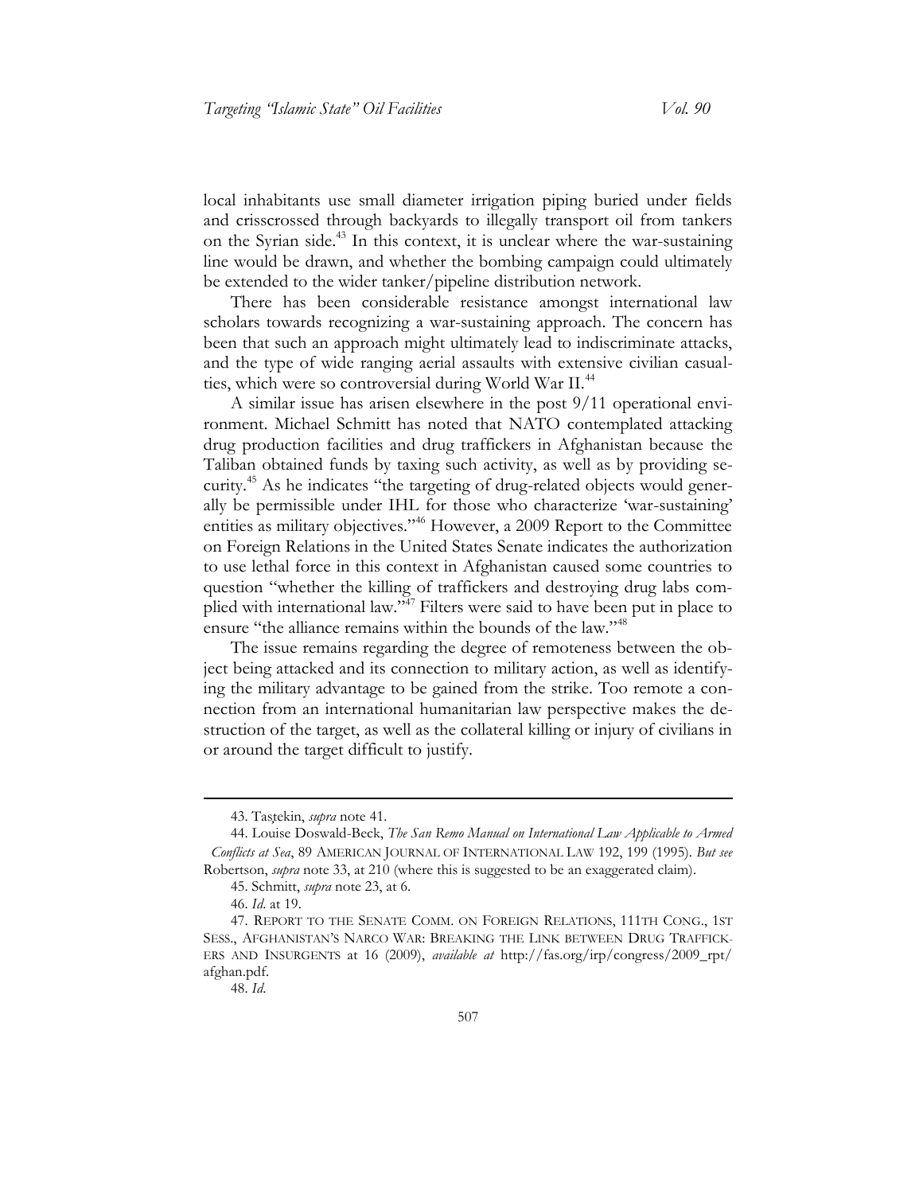local inhabitants use small diameter irrigation piping buried under fields and crisscrossed through backyards to illegally transport oil from tankers on the Syrian side.[43] In this context, it is unclear where the war-sustaining line would be drawn, and whether the bombing campaign could ultimately be extended to the wider tanker/pipeline distribution network.

There has been considerable resistance amongst international law scholars towards recognizing a war-sustaining approach. The concern has been that such an approach might ultimately lead to indiscriminate attacks, and the type of wide ranging aerial assaults with extensive civilian casualties, which were so controversial during World War II.[44]

A similar issue has arisen elsewhere in the post 9/11 operational environment. Michael Schmitt has noted that NATO contemplated attacking drug production facilities and drug traffickers in Afghanistan because the Taliban obtained funds by taxing such activity, as well as by providing security.[45] As he indicates "the targeting of drug-related objects would generally be permissible under IHL for those who characterize 'war-sustaining' entities as military objectives."[46] However, a 2009 Report to the Committee on Foreign Relations in the United States Senate indicates the authorization to use lethal force in this context in Afghanistan caused some countries to question "whether the killing of traffickers and destroying drug labs complied with international law."[47] Filters were said to have been put in place to ensure "the alliance remains within the bounds of the law."[48]

The issue remains regarding the degree of remoteness between the object being attacked and its connection to military action, as well as identifying the military advantage to be gained from the strike. Too remote a connection from an international humanitarian law perspective makes the destruction of the target, as well as the collateral killing or injury of civilians in or around the target difficult to justify.

---

43. Taştekin, *supra* note 41.

44. Louise Doswald-Beck, *The San Remo Manual on International Law Applicable to Armed Conflicts at Sea*, 89 AMERICAN JOURNAL OF INTERNATIONAL LAW 192, 199 (1995). *But see* Robertson, *supra* note 33, at 210 (where this is suggested to be an exaggerated claim).

45. Schmitt, *supra* note 23, at 6.

46. *Id.* at 19.

47. REPORT TO THE SENATE COMM. ON FOREIGN RELATIONS, 111TH CONG., 1ST SESS., AFGHANISTAN'S NARCO WAR: BREAKING THE LINK BETWEEN DRUG TRAFFICKERS AND INSURGENTS at 16 (2009), *available at* http://fas.org/irp/congress/2009_rpt/afghan.pdf.

48. *Id.*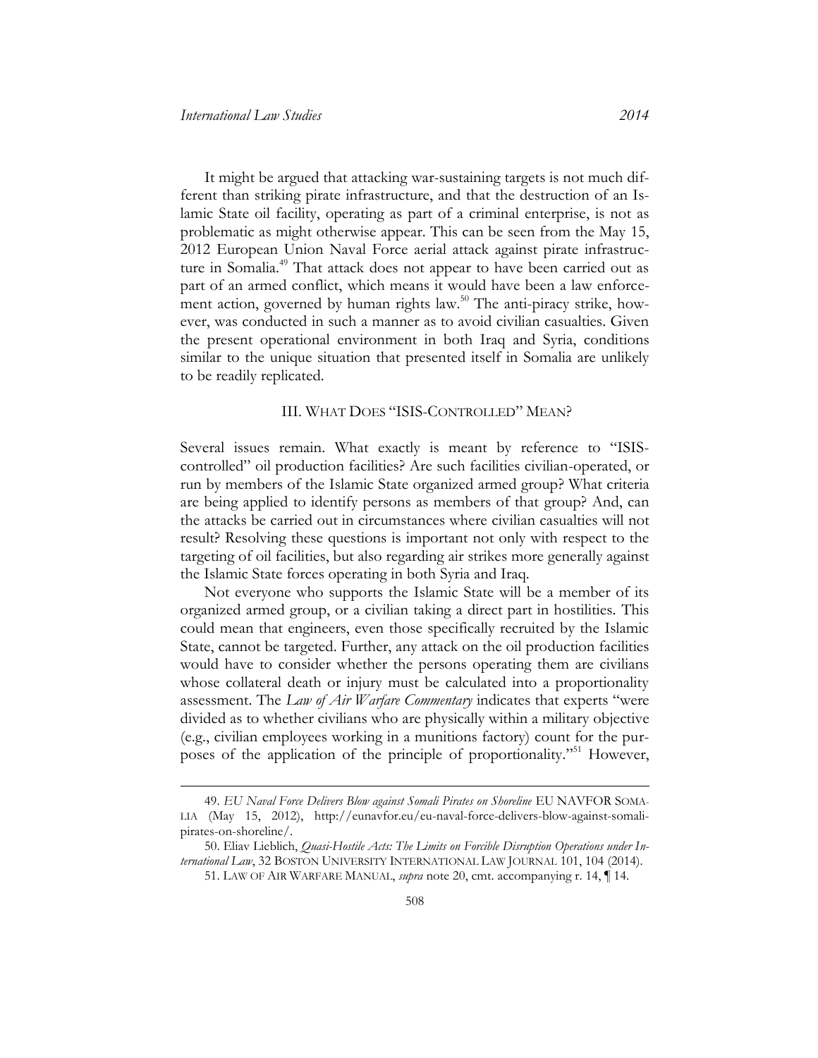It might be argued that attacking war-sustaining targets is not much different than striking pirate infrastructure, and that the destruction of an Islamic State oil facility, operating as part of a criminal enterprise, is not as problematic as might otherwise appear. This can be seen from the May 15, 2012 European Union Naval Force aerial attack against pirate infrastructure in Somalia.[49] That attack does not appear to have been carried out as part of an armed conflict, which means it would have been a law enforcement action, governed by human rights law.[50] The anti-piracy strike, however, was conducted in such a manner as to avoid civilian casualties. Given the present operational environment in both Iraq and Syria, conditions similar to the unique situation that presented itself in Somalia are unlikely to be readily replicated.

## III. What Does "ISIS-Controlled" Mean?

Several issues remain. What exactly is meant by reference to "ISIS-controlled" oil production facilities? Are such facilities civilian-operated, or run by members of the Islamic State organized armed group? What criteria are being applied to identify persons as members of that group? And, can the attacks be carried out in circumstances where civilian casualties will not result? Resolving these questions is important not only with respect to the targeting of oil facilities, but also regarding air strikes more generally against the Islamic State forces operating in both Syria and Iraq.

Not everyone who supports the Islamic State will be a member of its organized armed group, or a civilian taking a direct part in hostilities. This could mean that engineers, even those specifically recruited by the Islamic State, cannot be targeted. Further, any attack on the oil production facilities would have to consider whether the persons operating them are civilians whose collateral death or injury must be calculated into a proportionality assessment. The *Law of Air Warfare Commentary* indicates that experts "were divided as to whether civilians who are physically within a military objective (e.g., civilian employees working in a munitions factory) count for the purposes of the application of the principle of proportionality."[51] However,

---

49. *EU Naval Force Delivers Blow against Somali Pirates on Shoreline* EU NAVFOR SOMALIA (May 15, 2012), http://eunavfor.eu/eu-naval-force-delivers-blow-against-somali-pirates-on-shoreline/.

50. Eliav Lieblich, *Quasi-Hostile Acts: The Limits on Forcible Disruption Operations under International Law*, 32 BOSTON UNIVERSITY INTERNATIONAL LAW JOURNAL 101, 104 (2014).

51. LAW OF AIR WARFARE MANUAL, *supra* note 20, cmt. accompanying r. 14, ¶ 14.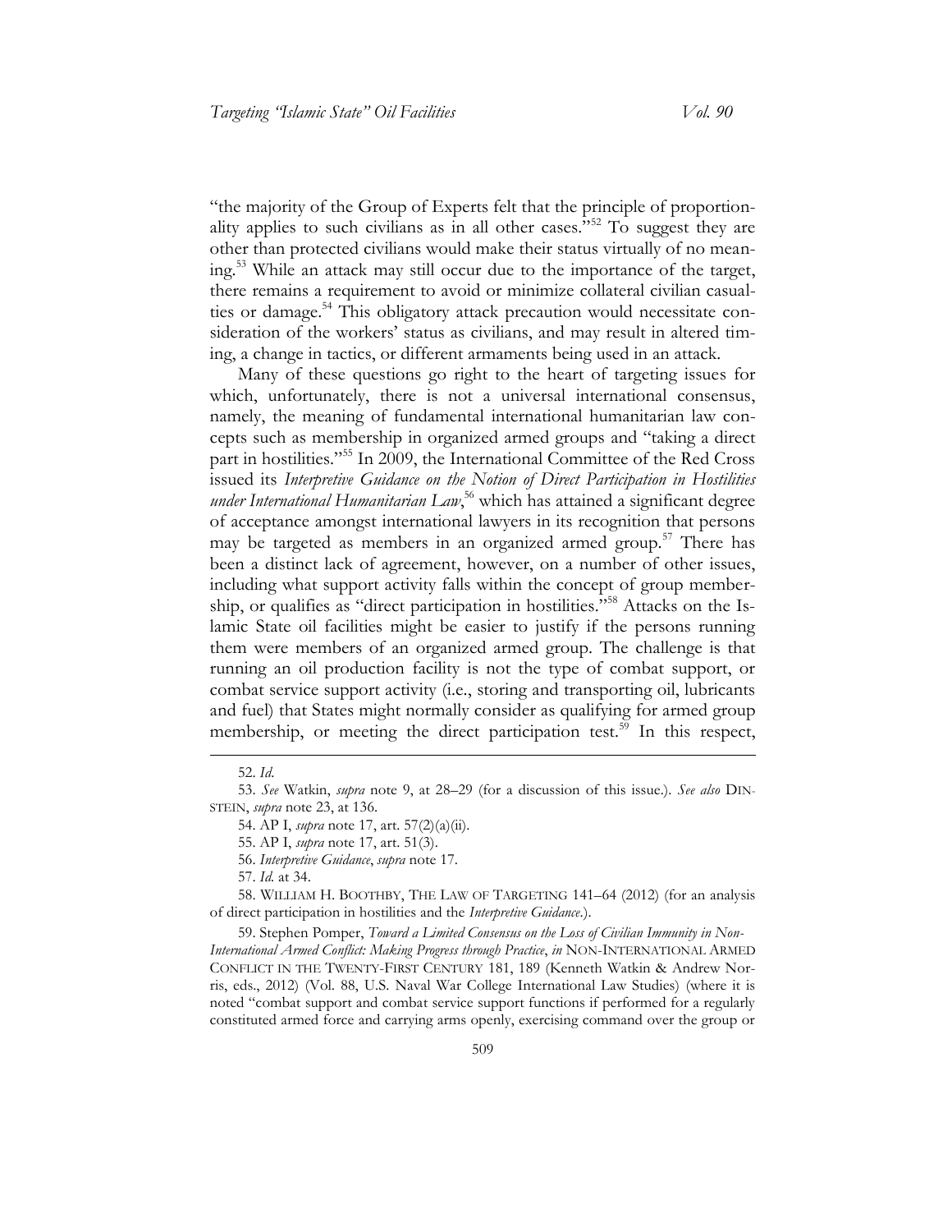"the majority of the Group of Experts felt that the principle of proportionality applies to such civilians as in all other cases."[52] To suggest they are other than protected civilians would make their status virtually of no meaning.[53] While an attack may still occur due to the importance of the target, there remains a requirement to avoid or minimize collateral civilian casualties or damage.[54] This obligatory attack precaution would necessitate consideration of the workers' status as civilians, and may result in altered timing, a change in tactics, or different armaments being used in an attack.

Many of these questions go right to the heart of targeting issues for which, unfortunately, there is not a universal international consensus, namely, the meaning of fundamental international humanitarian law concepts such as membership in organized armed groups and "taking a direct part in hostilities."[55] In 2009, the International Committee of the Red Cross issued its *Interpretive Guidance on the Notion of Direct Participation in Hostilities under International Humanitarian Law*,[56] which has attained a significant degree of acceptance amongst international lawyers in its recognition that persons may be targeted as members in an organized armed group.[57] There has been a distinct lack of agreement, however, on a number of other issues, including what support activity falls within the concept of group membership, or qualifies as "direct participation in hostilities."[58] Attacks on the Islamic State oil facilities might be easier to justify if the persons running them were members of an organized armed group. The challenge is that running an oil production facility is not the type of combat support, or combat service support activity (i.e., storing and transporting oil, lubricants and fuel) that States might normally consider as qualifying for armed group membership, or meeting the direct participation test.[59] In this respect,

---

52. *Id.*

53. *See* Watkin, *supra* note 9, at 28–29 (for a discussion of this issue.). *See also* DINSTEIN, *supra* note 23, at 136.

54. AP I, *supra* note 17, art. 57(2)(a)(ii).

55. AP I, *supra* note 17, art. 51(3).

56. *Interpretive Guidance*, *supra* note 17.

57. *Id.* at 34.

58. WILLIAM H. BOOTHBY, THE LAW OF TARGETING 141–64 (2012) (for an analysis of direct participation in hostilities and the *Interpretive Guidance*.).

59. Stephen Pomper, *Toward a Limited Consensus on the Loss of Civilian Immunity in Non-International Armed Conflict: Making Progress through Practice*, *in* NON-INTERNATIONAL ARMED CONFLICT IN THE TWENTY-FIRST CENTURY 181, 189 (Kenneth Watkin & Andrew Norris, eds., 2012) (Vol. 88, U.S. Naval War College International Law Studies) (where it is noted "combat support and combat service support functions if performed for a regularly constituted armed force and carrying arms openly, exercising command over the group or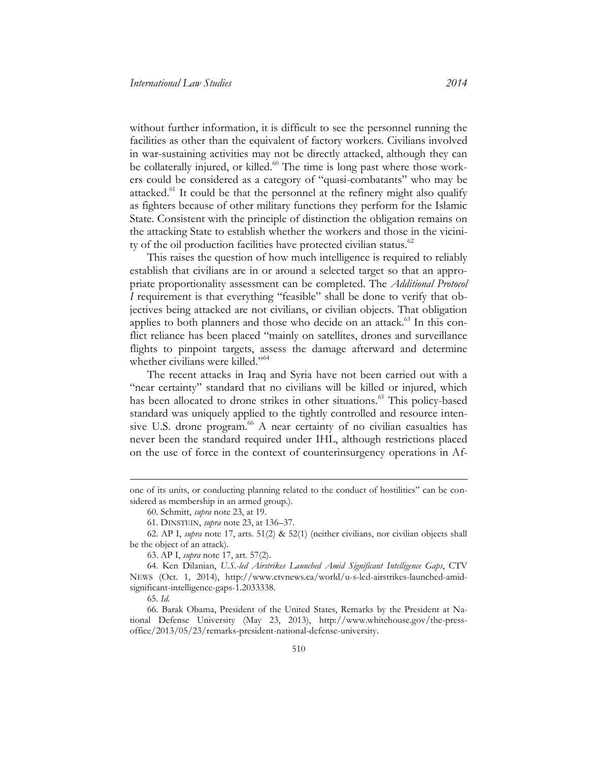without further information, it is difficult to see the personnel running the facilities as other than the equivalent of factory workers. Civilians involved in war-sustaining activities may not be directly attacked, although they can be collaterally injured, or killed.[60] The time is long past where those workers could be considered as a category of "quasi-combatants" who may be attacked.[61] It could be that the personnel at the refinery might also qualify as fighters because of other military functions they perform for the Islamic State. Consistent with the principle of distinction the obligation remains on the attacking State to establish whether the workers and those in the vicinity of the oil production facilities have protected civilian status.[62]

This raises the question of how much intelligence is required to reliably establish that civilians are in or around a selected target so that an appropriate proportionality assessment can be completed. The *Additional Protocol I* requirement is that everything "feasible" shall be done to verify that objectives being attacked are not civilians, or civilian objects. That obligation applies to both planners and those who decide on an attack.[63] In this conflict reliance has been placed "mainly on satellites, drones and surveillance flights to pinpoint targets, assess the damage afterward and determine whether civilians were killed."[64]

The recent attacks in Iraq and Syria have not been carried out with a "near certainty" standard that no civilians will be killed or injured, which has been allocated to drone strikes in other situations.[65] This policy-based standard was uniquely applied to the tightly controlled and resource intensive U.S. drone program.[66] A near certainty of no civilian casualties has never been the standard required under IHL, although restrictions placed on the use of force in the context of counterinsurgency operations in Af-

---

one of its units, or conducting planning related to the conduct of hostilities" can be considered as membership in an armed group.).

60. Schmitt, *supra* note 23, at 19.

61. DINSTEIN, *supra* note 23, at 136–37.

62. AP I, *supra* note 17, arts. 51(2) & 52(1) (neither civilians, nor civilian objects shall be the object of an attack).

63. AP I, *supra* note 17, art. 57(2).

64. Ken Dilanian, *U.S.-led Airstrikes Launched Amid Significant Intelligence Gaps*, CTV NEWS (Oct. 1, 2014), http://www.ctvnews.ca/world/u-s-led-airstrikes-launched-amid-significant-intelligence-gaps-1.2033338.

65. *Id.*

66. Barak Obama, President of the United States, Remarks by the President at National Defense University (May 23, 2013), http://www.whitehouse.gov/the-press-office/2013/05/23/remarks-president-national-defense-university.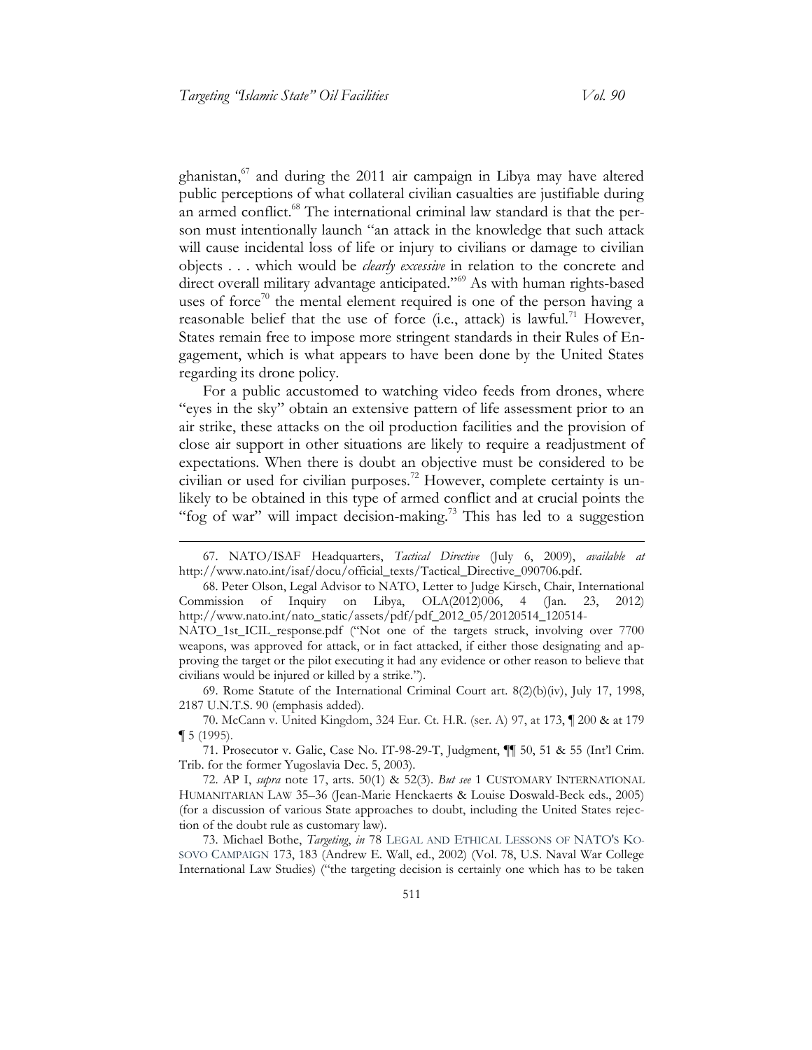ghanistan,[67] and during the 2011 air campaign in Libya may have altered public perceptions of what collateral civilian casualties are justifiable during an armed conflict.[68] The international criminal law standard is that the person must intentionally launch "an attack in the knowledge that such attack will cause incidental loss of life or injury to civilians or damage to civilian objects . . . which would be *clearly excessive* in relation to the concrete and direct overall military advantage anticipated."[69] As with human rights-based uses of force[70] the mental element required is one of the person having a reasonable belief that the use of force (i.e., attack) is lawful.[71] However, States remain free to impose more stringent standards in their Rules of Engagement, which is what appears to have been done by the United States regarding its drone policy.

For a public accustomed to watching video feeds from drones, where "eyes in the sky" obtain an extensive pattern of life assessment prior to an air strike, these attacks on the oil production facilities and the provision of close air support in other situations are likely to require a readjustment of expectations. When there is doubt an objective must be considered to be civilian or used for civilian purposes.[72] However, complete certainty is unlikely to be obtained in this type of armed conflict and at crucial points the "fog of war" will impact decision-making.[73] This has led to a suggestion

---

67. NATO/ISAF Headquarters, *Tactical Directive* (July 6, 2009), *available at* http://www.nato.int/isaf/docu/official_texts/Tactical_Directive_090706.pdf.

68. Peter Olson, Legal Advisor to NATO, Letter to Judge Kirsch, Chair, International Commission of Inquiry on Libya, OLA(2012)006, 4 (Jan. 23, 2012) http://www.nato.int/nato_static/assets/pdf/pdf_2012_05/20120514_120514-NATO_1st_ICIL_response.pdf ("Not one of the targets struck, involving over 7700 weapons, was approved for attack, or in fact attacked, if either those designating and approving the target or the pilot executing it had any evidence or other reason to believe that civilians would be injured or killed by a strike.").

69. Rome Statute of the International Criminal Court art. 8(2)(b)(iv), July 17, 1998, 2187 U.N.T.S. 90 (emphasis added).

70. McCann v. United Kingdom, 324 Eur. Ct. H.R. (ser. A) 97, at 173, ¶ 200 & at 179 ¶ 5 (1995).

71. Prosecutor v. Galic, Case No. IT-98-29-T, Judgment, ¶¶ 50, 51 & 55 (Int'l Crim. Trib. for the former Yugoslavia Dec. 5, 2003).

72. AP I, *supra* note 17, arts. 50(1) & 52(3). *But see* 1 CUSTOMARY INTERNATIONAL HUMANITARIAN LAW 35–36 (Jean-Marie Henckaerts & Louise Doswald-Beck eds., 2005) (for a discussion of various State approaches to doubt, including the United States rejection of the doubt rule as customary law).

73. Michael Bothe, *Targeting*, *in* 78 LEGAL AND ETHICAL LESSONS OF NATO'S KOSOVO CAMPAIGN 173, 183 (Andrew E. Wall, ed., 2002) (Vol. 78, U.S. Naval War College International Law Studies) ("the targeting decision is certainly one which has to be taken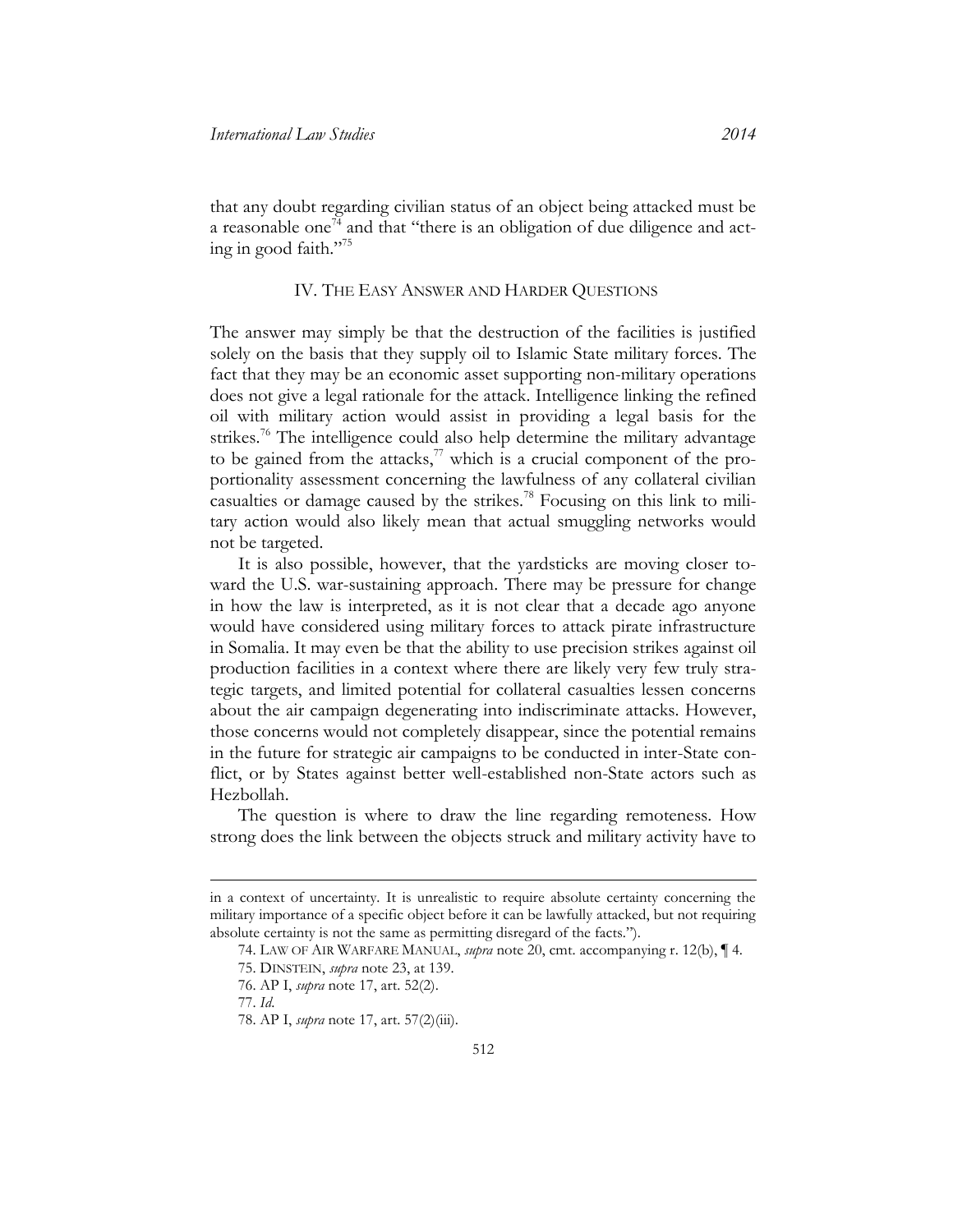that any doubt regarding civilian status of an object being attacked must be a reasonable one[74] and that "there is an obligation of due diligence and acting in good faith."[75]

## IV. The Easy Answer and Harder Questions

The answer may simply be that the destruction of the facilities is justified solely on the basis that they supply oil to Islamic State military forces. The fact that they may be an economic asset supporting non-military operations does not give a legal rationale for the attack. Intelligence linking the refined oil with military action would assist in providing a legal basis for the strikes.[76] The intelligence could also help determine the military advantage to be gained from the attacks,[77] which is a crucial component of the proportionality assessment concerning the lawfulness of any collateral civilian casualties or damage caused by the strikes.[78] Focusing on this link to military action would also likely mean that actual smuggling networks would not be targeted.

It is also possible, however, that the yardsticks are moving closer toward the U.S. war-sustaining approach. There may be pressure for change in how the law is interpreted, as it is not clear that a decade ago anyone would have considered using military forces to attack pirate infrastructure in Somalia. It may even be that the ability to use precision strikes against oil production facilities in a context where there are likely very few truly strategic targets, and limited potential for collateral casualties lessen concerns about the air campaign degenerating into indiscriminate attacks. However, those concerns would not completely disappear, since the potential remains in the future for strategic air campaigns to be conducted in inter-State conflict, or by States against better well-established non-State actors such as Hezbollah.

The question is where to draw the line regarding remoteness. How strong does the link between the objects struck and military activity have to

---

in a context of uncertainty. It is unrealistic to require absolute certainty concerning the military importance of a specific object before it can be lawfully attacked, but not requiring absolute certainty is not the same as permitting disregard of the facts.").

74. LAW OF AIR WARFARE MANUAL, *supra* note 20, cmt. accompanying r. 12(b), ¶ 4.

75. DINSTEIN, *supra* note 23, at 139.

76. AP I, *supra* note 17, art. 52(2).

77. *Id.*

78. AP I, *supra* note 17, art. 57(2)(iii).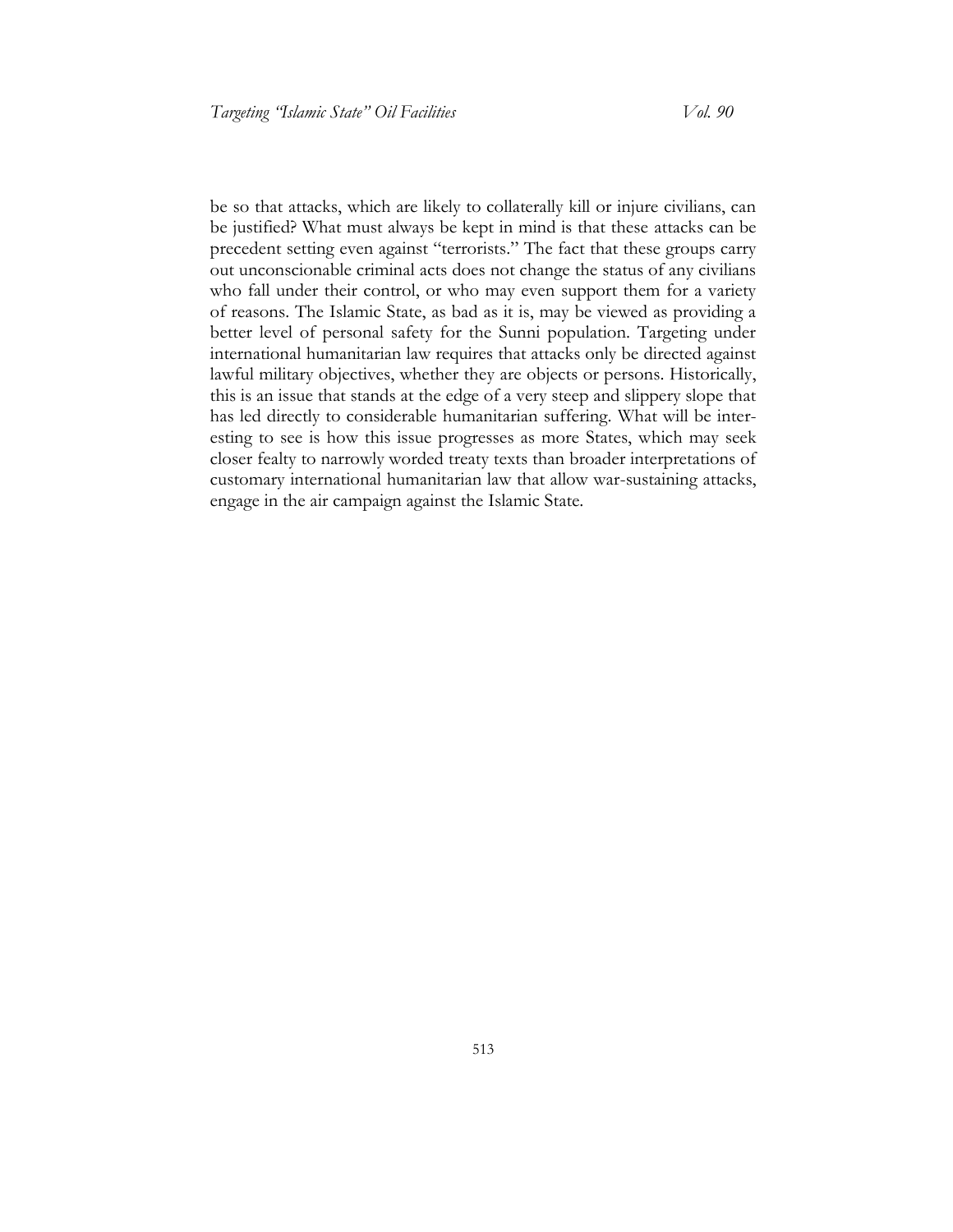be so that attacks, which are likely to collaterally kill or injure civilians, can be justified? What must always be kept in mind is that these attacks can be precedent setting even against "terrorists." The fact that these groups carry out unconscionable criminal acts does not change the status of any civilians who fall under their control, or who may even support them for a variety of reasons. The Islamic State, as bad as it is, may be viewed as providing a better level of personal safety for the Sunni population. Targeting under international humanitarian law requires that attacks only be directed against lawful military objectives, whether they are objects or persons. Historically, this is an issue that stands at the edge of a very steep and slippery slope that has led directly to considerable humanitarian suffering. What will be interesting to see is how this issue progresses as more States, which may seek closer fealty to narrowly worded treaty texts than broader interpretations of customary international humanitarian law that allow war-sustaining attacks, engage in the air campaign against the Islamic State.